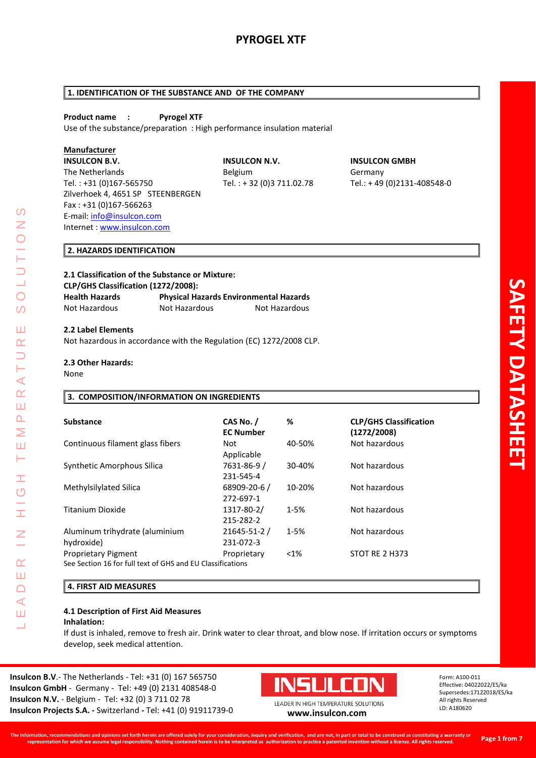# PYROGEL XTF

## 1. IDENTIFICATION OF THE SUBSTANCE AND OF THE COMPANY

**Product name : Pyrogel XTF**

Use of the substance/preparation : High performance insulation material

**Manufacturer**

**INSULCON B.V.**
The Netherlands
Tel. : +31 (0)167-565750
Zilverhoek 4, 4651 SP STEENBERGEN
Fax : +31 (0)167-566263
E-mail: info@insulcon.com
Internet : www.insulcon.com

**INSULCON N.V.**
Belgium
Tel. : + 32 (0)3 711.02.78

**INSULCON GMBH**
Germany
Tel.: + 49 (0)2131-408548-0

## 2. HAZARDS IDENTIFICATION

**2.1 Classification of the Substance or Mixture:**

**CLP/GHS Classification (1272/2008):**

| Health Hazards | Physical Hazards | Environmental Hazards |
|---|---|---|
| Not Hazardous | Not Hazardous | Not Hazardous |

**2.2 Label Elements**

Not hazardous in accordance with the Regulation (EC) 1272/2008 CLP.

**2.3 Other Hazards:**

None

## 3. COMPOSITION/INFORMATION ON INGREDIENTS

| Substance | CAS No. / EC Number | % | CLP/GHS Classification (1272/2008) |
|---|---|---|---|
| Continuous filament glass fibers | Not Applicable | 40-50% | Not hazardous |
| Synthetic Amorphous Silica | 7631-86-9 / 231-545-4 | 30-40% | Not hazardous |
| Methylsilylated Silica | 68909-20-6 / 272-697-1 | 10-20% | Not hazardous |
| Titanium Dioxide | 1317-80-2/ 215-282-2 | 1-5% | Not hazardous |
| Aluminum trihydrate (aluminium hydroxide) | 21645-51-2 / 231-072-3 | 1-5% | Not hazardous |
| Proprietary Pigment | Proprietary | <1% | STOT RE 2 H373 |

See Section 16 for full text of GHS and EU Classifications

## 4. FIRST AID MEASURES

**4.1 Description of First Aid Measures**

**Inhalation:**

If dust is inhaled, remove to fresh air. Drink water to clear throat, and blow nose. If irritation occurs or symptoms develop, seek medical attention.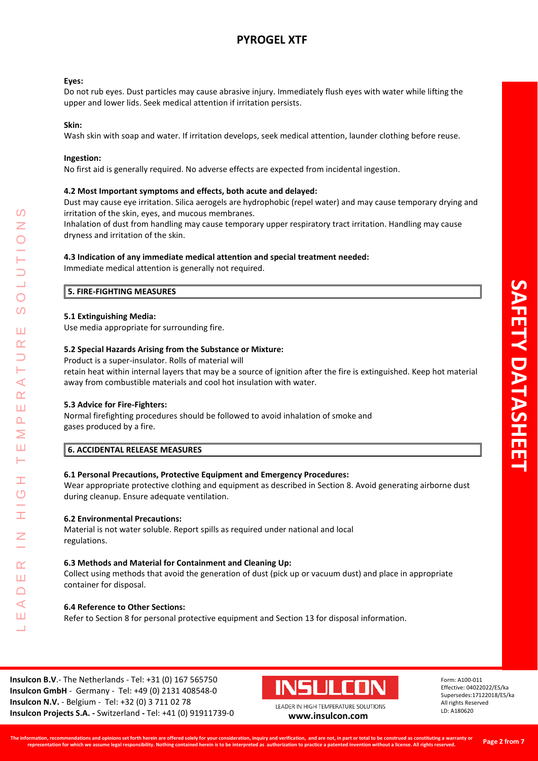**Eyes:**

Do not rub eyes. Dust particles may cause abrasive injury. Immediately flush eyes with water while lifting the upper and lower lids. Seek medical attention if irritation persists.

**Skin:**

Wash skin with soap and water. If irritation develops, seek medical attention, launder clothing before reuse.

**Ingestion:**

No first aid is generally required. No adverse effects are expected from incidental ingestion.

**4.2 Most Important symptoms and effects, both acute and delayed:**

Dust may cause eye irritation. Silica aerogels are hydrophobic (repel water) and may cause temporary drying and irritation of the skin, eyes, and mucous membranes.
Inhalation of dust from handling may cause temporary upper respiratory tract irritation. Handling may cause dryness and irritation of the skin.

**4.3 Indication of any immediate medical attention and special treatment needed:**

Immediate medical attention is generally not required.

## 5. FIRE-FIGHTING MEASURES

**5.1 Extinguishing Media:**

Use media appropriate for surrounding fire.

**5.2 Special Hazards Arising from the Substance or Mixture:**

Product is a super-insulator. Rolls of material will
retain heat within internal layers that may be a source of ignition after the fire is extinguished. Keep hot material away from combustible materials and cool hot insulation with water.

**5.3 Advice for Fire-Fighters:**

Normal firefighting procedures should be followed to avoid inhalation of smoke and gases produced by a fire.

## 6. ACCIDENTAL RELEASE MEASURES

**6.1 Personal Precautions, Protective Equipment and Emergency Procedures:**

Wear appropriate protective clothing and equipment as described in Section 8. Avoid generating airborne dust during cleanup. Ensure adequate ventilation.

**6.2 Environmental Precautions:**

Material is not water soluble. Report spills as required under national and local regulations.

**6.3 Methods and Material for Containment and Cleaning Up:**

Collect using methods that avoid the generation of dust (pick up or vacuum dust) and place in appropriate container for disposal.

**6.4 Reference to Other Sections:**

Refer to Section 8 for personal protective equipment and Section 13 for disposal information.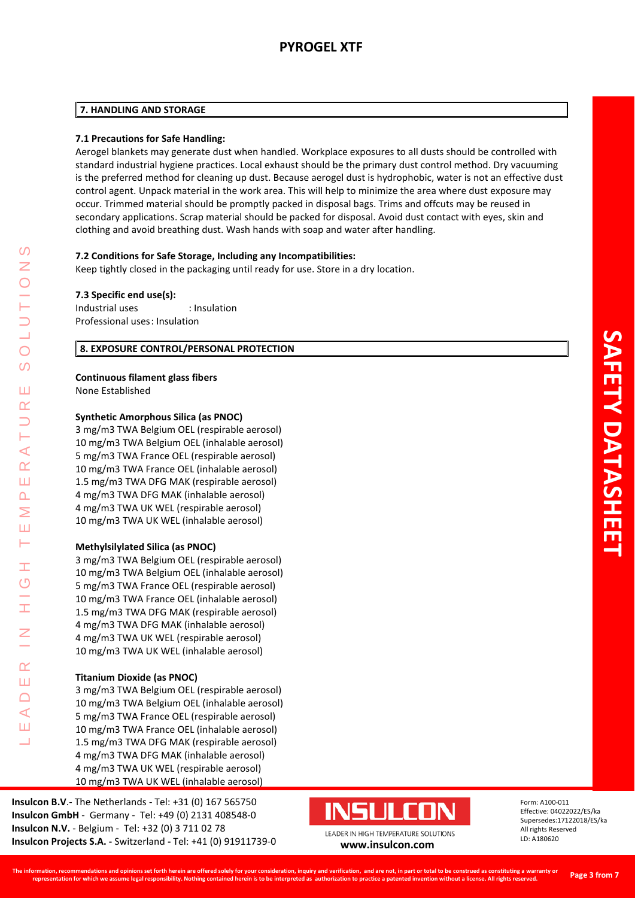# PYROGEL XTF

## 7. HANDLING AND STORAGE

### 7.1 Precautions for Safe Handling:

Aerogel blankets may generate dust when handled. Workplace exposures to all dusts should be controlled with standard industrial hygiene practices. Local exhaust should be the primary dust control method. Dry vacuuming is the preferred method for cleaning up dust. Because aerogel dust is hydrophobic, water is not an effective dust control agent. Unpack material in the work area. This will help to minimize the area where dust exposure may occur. Trimmed material should be promptly packed in disposal bags. Trims and offcuts may be reused in secondary applications. Scrap material should be packed for disposal. Avoid dust contact with eyes, skin and clothing and avoid breathing dust. Wash hands with soap and water after handling.

### 7.2 Conditions for Safe Storage, Including any Incompatibilities:

Keep tightly closed in the packaging until ready for use. Store in a dry location.

### 7.3 Specific end use(s):

Industrial uses : Insulation
Professional uses: Insulation

## 8. EXPOSURE CONTROL/PERSONAL PROTECTION

**Continuous filament glass fibers**
None Established

**Synthetic Amorphous Silica (as PNOC)**
3 mg/m3 TWA Belgium OEL (respirable aerosol)
10 mg/m3 TWA Belgium OEL (inhalable aerosol)
5 mg/m3 TWA France OEL (respirable aerosol)
10 mg/m3 TWA France OEL (inhalable aerosol)
1.5 mg/m3 TWA DFG MAK (respirable aerosol)
4 mg/m3 TWA DFG MAK (inhalable aerosol)
4 mg/m3 TWA UK WEL (respirable aerosol)
10 mg/m3 TWA UK WEL (inhalable aerosol)

**Methylsilylated Silica (as PNOC)**
3 mg/m3 TWA Belgium OEL (respirable aerosol)
10 mg/m3 TWA Belgium OEL (inhalable aerosol)
5 mg/m3 TWA France OEL (respirable aerosol)
10 mg/m3 TWA France OEL (inhalable aerosol)
1.5 mg/m3 TWA DFG MAK (respirable aerosol)
4 mg/m3 TWA DFG MAK (inhalable aerosol)
4 mg/m3 TWA UK WEL (respirable aerosol)
10 mg/m3 TWA UK WEL (inhalable aerosol)

**Titanium Dioxide (as PNOC)**
3 mg/m3 TWA Belgium OEL (respirable aerosol)
10 mg/m3 TWA Belgium OEL (inhalable aerosol)
5 mg/m3 TWA France OEL (respirable aerosol)
10 mg/m3 TWA France OEL (inhalable aerosol)
1.5 mg/m3 TWA DFG MAK (respirable aerosol)
4 mg/m3 TWA DFG MAK (inhalable aerosol)
4 mg/m3 TWA UK WEL (respirable aerosol)
10 mg/m3 TWA UK WEL (inhalable aerosol)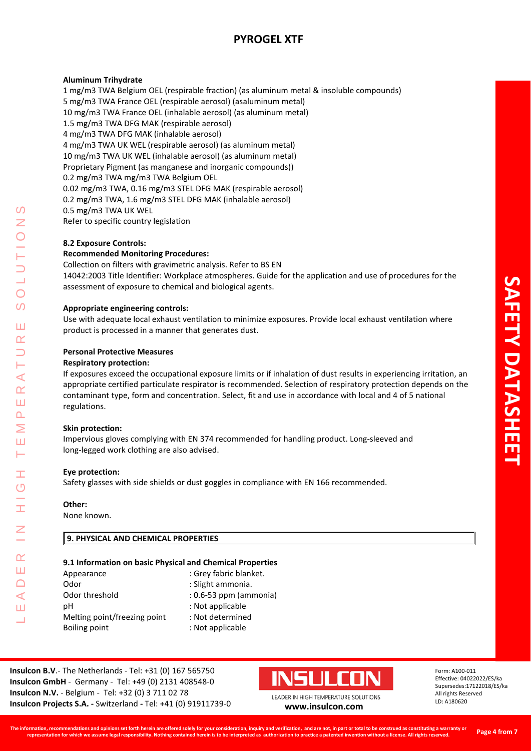**Aluminum Trihydrate**

1 mg/m3 TWA Belgium OEL (respirable fraction) (as aluminum metal & insoluble compounds)
5 mg/m3 TWA France OEL (respirable aerosol) (asaluminum metal)
10 mg/m3 TWA France OEL (inhalable aerosol) (as aluminum metal)
1.5 mg/m3 TWA DFG MAK (respirable aerosol)
4 mg/m3 TWA DFG MAK (inhalable aerosol)
4 mg/m3 TWA UK WEL (respirable aerosol) (as aluminum metal)
10 mg/m3 TWA UK WEL (inhalable aerosol) (as aluminum metal)
Proprietary Pigment (as manganese and inorganic compounds))
0.2 mg/m3 TWA mg/m3 TWA Belgium OEL
0.02 mg/m3 TWA, 0.16 mg/m3 STEL DFG MAK (respirable aerosol)
0.2 mg/m3 TWA, 1.6 mg/m3 STEL DFG MAK (inhalable aerosol)
0.5 mg/m3 TWA UK WEL
Refer to specific country legislation

**8.2 Exposure Controls:**

**Recommended Monitoring Procedures:**

Collection on filters with gravimetric analysis. Refer to BS EN 14042:2003 Title Identifier: Workplace atmospheres. Guide for the application and use of procedures for the assessment of exposure to chemical and biological agents.

**Appropriate engineering controls:**

Use with adequate local exhaust ventilation to minimize exposures. Provide local exhaust ventilation where product is processed in a manner that generates dust.

**Personal Protective Measures**

**Respiratory protection:**

If exposures exceed the occupational exposure limits or if inhalation of dust results in experiencing irritation, an appropriate certified particulate respirator is recommended. Selection of respiratory protection depends on the contaminant type, form and concentration. Select, fit and use in accordance with local and 4 of 5 national regulations.

**Skin protection:**

Impervious gloves complying with EN 374 recommended for handling product. Long-sleeved and long-legged work clothing are also advised.

**Eye protection:**

Safety glasses with side shields or dust goggles in compliance with EN 166 recommended.

**Other:**

None known.

## 9. PHYSICAL AND CHEMICAL PROPERTIES

**9.1 Information on basic Physical and Chemical Properties**

| | |
|---|---|
| Appearance | : Grey fabric blanket. |
| Odor | : Slight ammonia. |
| Odor threshold | : 0.6-53 ppm (ammonia) |
| pH | : Not applicable |
| Melting point/freezing point | : Not determined |
| Boiling point | : Not applicable |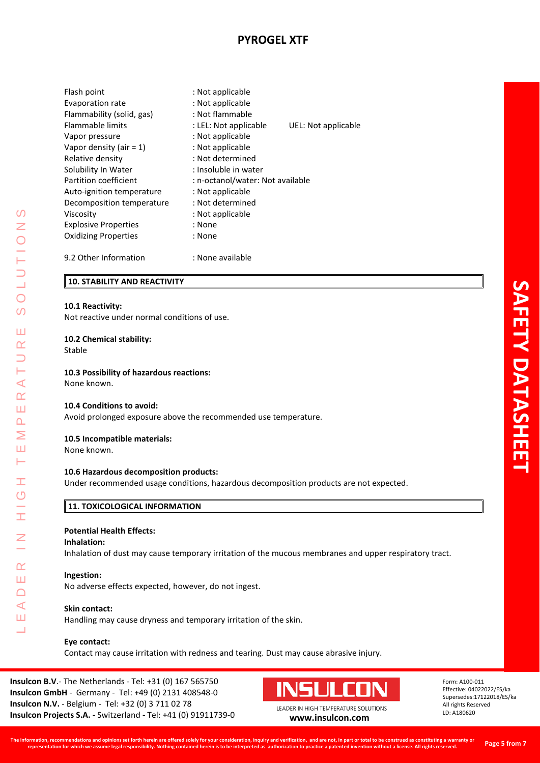| | |
|---|---|
| Flash point | : Not applicable |
| Evaporation rate | : Not applicable |
| Flammability (solid, gas) | : Not flammable |
| Flammable limits | : LEL: Not applicable UEL: Not applicable |
| Vapor pressure | : Not applicable |
| Vapor density (air = 1) | : Not applicable |
| Relative density | : Not determined |
| Solubility In Water | : Insoluble in water |
| Partition coefficient | : n-octanol/water: Not available |
| Auto-ignition temperature | : Not applicable |
| Decomposition temperature | : Not determined |
| Viscosity | : Not applicable |
| Explosive Properties | : None |
| Oxidizing Properties | : None |

9.2 Other Information : None available

## 10. STABILITY AND REACTIVITY

**10.1 Reactivity:**
Not reactive under normal conditions of use.

**10.2 Chemical stability:**
Stable

**10.3 Possibility of hazardous reactions:**
None known.

**10.4 Conditions to avoid:**
Avoid prolonged exposure above the recommended use temperature.

**10.5 Incompatible materials:**
None known.

**10.6 Hazardous decomposition products:**
Under recommended usage conditions, hazardous decomposition products are not expected.

## 11. TOXICOLOGICAL INFORMATION

**Potential Health Effects:**

**Inhalation:**
Inhalation of dust may cause temporary irritation of the mucous membranes and upper respiratory tract.

**Ingestion:**
No adverse effects expected, however, do not ingest.

**Skin contact:**
Handling may cause dryness and temporary irritation of the skin.

**Eye contact:**
Contact may cause irritation with redness and tearing. Dust may cause abrasive injury.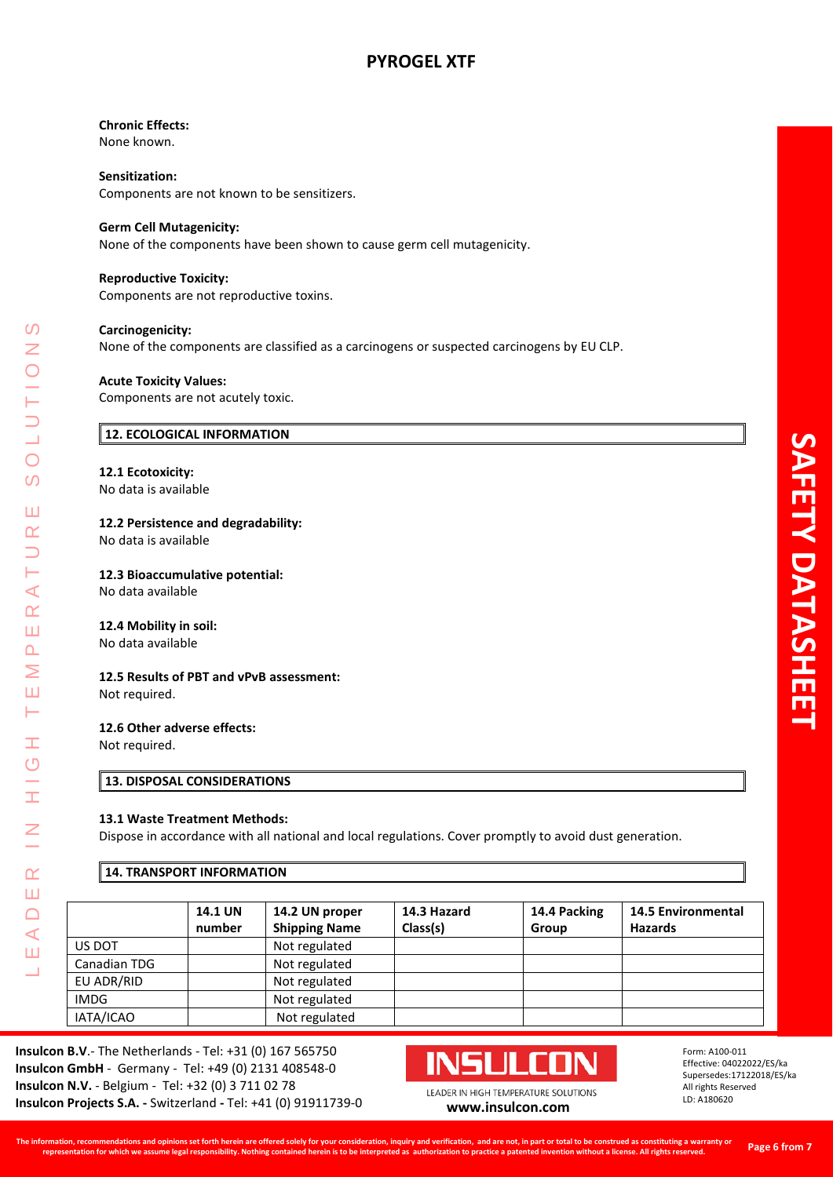**Chronic Effects:**
None known.

**Sensitization:**
Components are not known to be sensitizers.

**Germ Cell Mutagenicity:**
None of the components have been shown to cause germ cell mutagenicity.

**Reproductive Toxicity:**
Components are not reproductive toxins.

**Carcinogenicity:**
None of the components are classified as a carcinogens or suspected carcinogens by EU CLP.

**Acute Toxicity Values:**
Components are not acutely toxic.

## 12. ECOLOGICAL INFORMATION

**12.1 Ecotoxicity:**
No data is available

**12.2 Persistence and degradability:**
No data is available

**12.3 Bioaccumulative potential:**
No data available

**12.4 Mobility in soil:**
No data available

**12.5 Results of PBT and vPvB assessment:**
Not required.

**12.6 Other adverse effects:**
Not required.

## 13. DISPOSAL CONSIDERATIONS

**13.1 Waste Treatment Methods:**
Dispose in accordance with all national and local regulations. Cover promptly to avoid dust generation.

## 14. TRANSPORT INFORMATION

| | 14.1 UN number | 14.2 UN proper Shipping Name | 14.3 Hazard Class(s) | 14.4 Packing Group | 14.5 Environmental Hazards |
|---|---|---|---|---|---|
| US DOT | | Not regulated | | | |
| Canadian TDG | | Not regulated | | | |
| EU ADR/RID | | Not regulated | | | |
| IMDG | | Not regulated | | | |
| IATA/ICAO | | Not regulated | | | |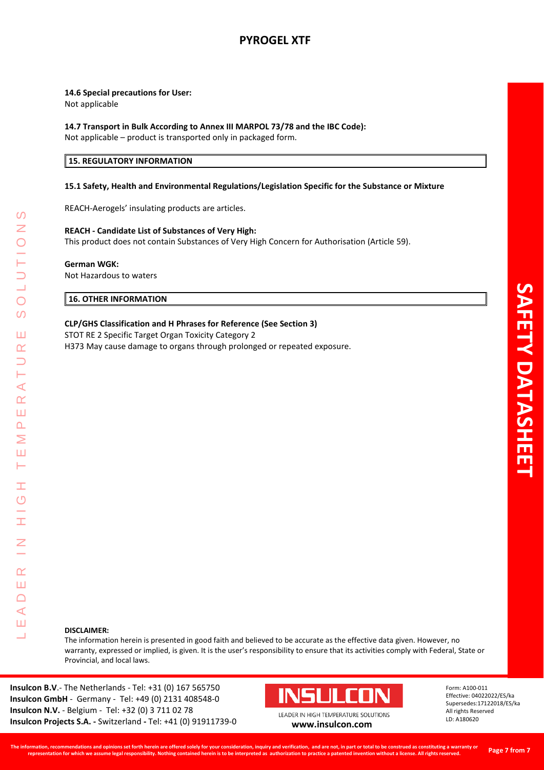**14.6 Special precautions for User:**
Not applicable

**14.7 Transport in Bulk According to Annex III MARPOL 73/78 and the IBC Code):**
Not applicable – product is transported only in packaged form.

## 15. REGULATORY INFORMATION

**15.1 Safety, Health and Environmental Regulations/Legislation Specific for the Substance or Mixture**

REACH-Aerogels' insulating products are articles.

**REACH - Candidate List of Substances of Very High:**
This product does not contain Substances of Very High Concern for Authorisation (Article 59).

**German WGK:**
Not Hazardous to waters

## 16. OTHER INFORMATION

**CLP/GHS Classification and H Phrases for Reference (See Section 3)**
STOT RE 2 Specific Target Organ Toxicity Category 2
H373 May cause damage to organs through prolonged or repeated exposure.

**DISCLAIMER:**
The information herein is presented in good faith and believed to be accurate as the effective data given. However, no warranty, expressed or implied, is given. It is the user's responsibility to ensure that its activities comply with Federal, State or Provincial, and local laws.

**Insulcon B.V**.- The Netherlands - Tel: +31 (0) 167 565750
**Insulcon GmbH** - Germany - Tel: +49 (0) 2131 408548-0
**Insulcon N.V.** - Belgium - Tel: +32 (0) 3 711 02 78
**Insulcon Projects S.A. -** Switzerland **-** Tel: +41 (0) 91911739-0

**www.insulcon.com**

Form: A100-011
Effective: 04022022/ES/ka
Supersedes:17122018/ES/ka
All rights Reserved
LD: A180620

**The information, recommendations and opinions set forth herein are offered solely for your consideration, inquiry and verification, and are not, in part or total to be construed as constituting a warranty or representation for which we assume legal responsibility. Nothing contained herein is to be interpreted as authorization to practice a patented invention without a license. All rights reserved.**